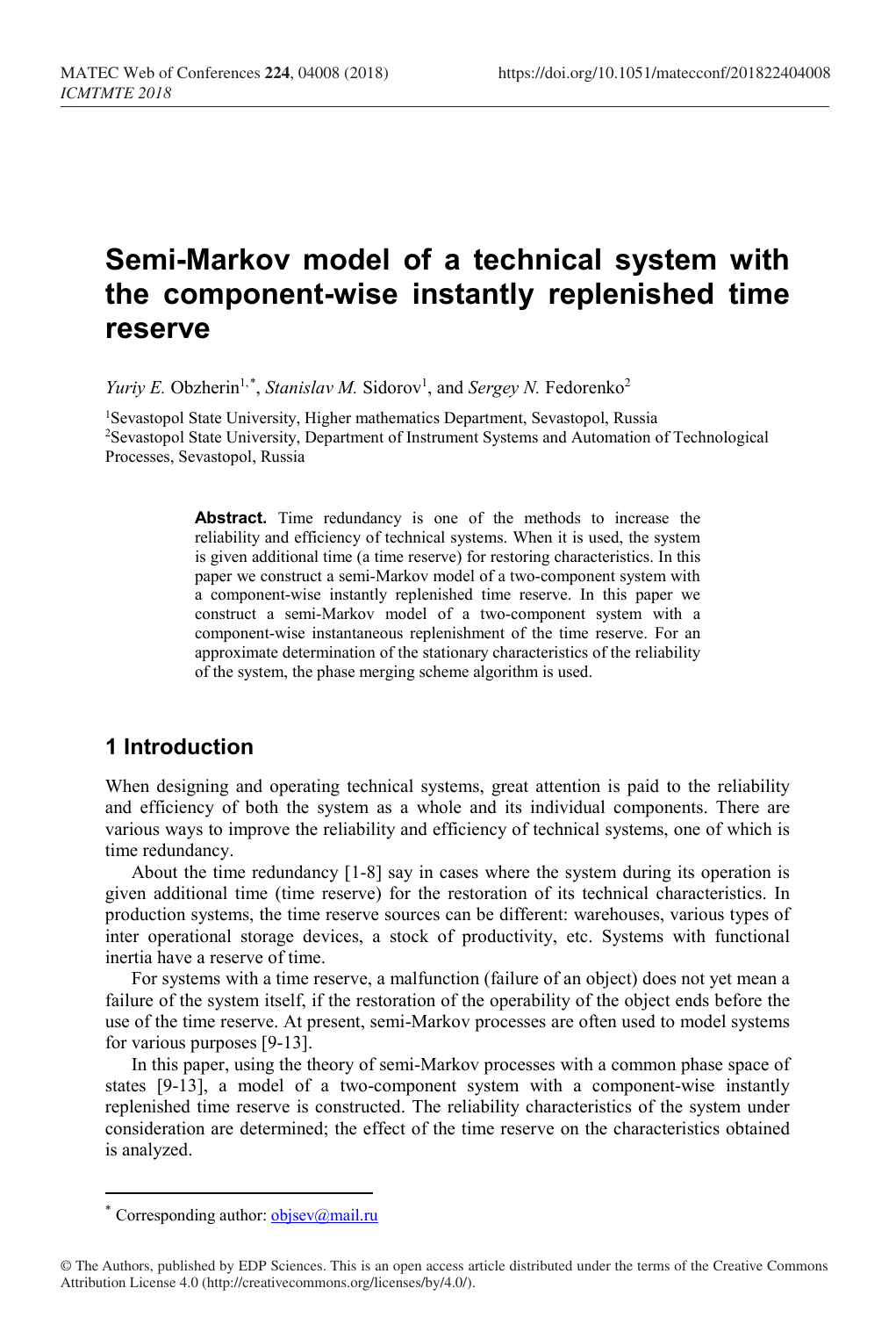# Semi-Markov model of a technical system with the component-wise instantly replenished time reserve

*Yuriy E.* Obzherin[1,*], *Stanislav M.* Sidorov[1], and *Sergey N.* Fedorenko[2]

[1]Sevastopol State University, Higher mathematics Department, Sevastopol, Russia
[2]Sevastopol State University, Department of Instrument Systems and Automation of Technological Processes, Sevastopol, Russia

> **Abstract.** Time redundancy is one of the methods to increase the reliability and efficiency of technical systems. When it is used, the system is given additional time (a time reserve) for restoring characteristics. In this paper we construct a semi-Markov model of a two-component system with a component-wise instantly replenished time reserve. In this paper we construct a semi-Markov model of a two-component system with a component-wise instantaneous replenishment of the time reserve. For an approximate determination of the stationary characteristics of the reliability of the system, the phase merging scheme algorithm is used.

## 1 Introduction

When designing and operating technical systems, great attention is paid to the reliability and efficiency of both the system as a whole and its individual components. There are various ways to improve the reliability and efficiency of technical systems, one of which is time redundancy.

About the time redundancy [1-8] say in cases where the system during its operation is given additional time (time reserve) for the restoration of its technical characteristics. In production systems, the time reserve sources can be different: warehouses, various types of inter operational storage devices, a stock of productivity, etc. Systems with functional inertia have a reserve of time.

For systems with a time reserve, a malfunction (failure of an object) does not yet mean a failure of the system itself, if the restoration of the operability of the object ends before the use of the time reserve. At present, semi-Markov processes are often used to model systems for various purposes [9-13].

In this paper, using the theory of semi-Markov processes with a common phase space of states [9-13], a model of a two-component system with a component-wise instantly replenished time reserve is constructed. The reliability characteristics of the system under consideration are determined; the effect of the time reserve on the characteristics obtained is analyzed.

---

[*] Corresponding author: objsev@mail.ru

© The Authors, published by EDP Sciences. This is an open access article distributed under the terms of the Creative Commons Attribution License 4.0 (http://creativecommons.org/licenses/by/4.0/).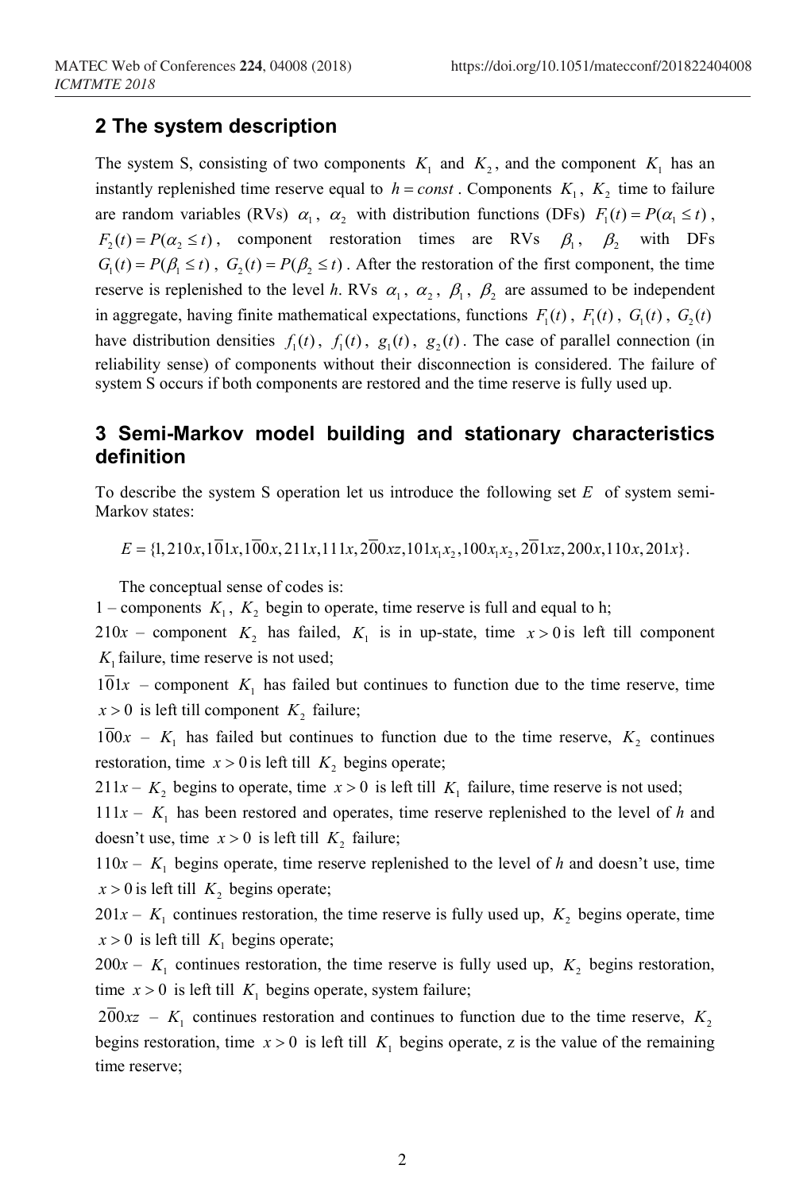## 2 The system description

The system S, consisting of two components $K_1$ and $K_2$, and the component $K_1$ has an instantly replenished time reserve equal to $h = const$. Components $K_1$, $K_2$ time to failure are random variables (RVs) $\alpha_1$, $\alpha_2$ with distribution functions (DFs) $F_1(t) = P(\alpha_1 \le t)$, $F_2(t) = P(\alpha_2 \le t)$, component restoration times are RVs $\beta_1$, $\beta_2$ with DFs $G_1(t) = P(\beta_1 \le t)$, $G_2(t) = P(\beta_2 \le t)$. After the restoration of the first component, the time reserve is replenished to the level *h*. RVs $\alpha_1$, $\alpha_2$, $\beta_1$, $\beta_2$ are assumed to be independent in aggregate, having finite mathematical expectations, functions $F_1(t)$, $F_1(t)$, $G_1(t)$, $G_2(t)$ have distribution densities $f_1(t)$, $f_1(t)$, $g_1(t)$, $g_2(t)$. The case of parallel connection (in reliability sense) of components without their disconnection is considered. The failure of system S occurs if both components are restored and the time reserve is fully used up.

## 3 Semi-Markov model building and stationary characteristics definition

To describe the system S operation let us introduce the following set $E$ of system semi-Markov states:

$$E = \{1, 210x, 1\overline{0}1x, 1\overline{0}0x, 211x, 111x, 2\overline{0}0xz, 101x_1x_2, 100x_1x_2, 2\overline{0}1xz, 200x, 110x, 201x\}.$$

The conceptual sense of codes is:

1 – components $K_1$, $K_2$ begin to operate, time reserve is full and equal to h;

$210x$ – component $K_2$ has failed, $K_1$ is in up-state, time $x > 0$ is left till component $K_1$ failure, time reserve is not used;

$1\overline{0}1x$ – component $K_1$ has failed but continues to function due to the time reserve, time $x > 0$ is left till component $K_2$ failure;

$1\overline{0}0x$ – $K_1$ has failed but continues to function due to the time reserve, $K_2$ continues restoration, time $x > 0$ is left till $K_2$ begins operate;

$211x$ – $K_2$ begins to operate, time $x > 0$ is left till $K_1$ failure, time reserve is not used;

$111x$ – $K_1$ has been restored and operates, time reserve replenished to the level of *h* and doesn't use, time $x > 0$ is left till $K_2$ failure;

$110x$ – $K_1$ begins operate, time reserve replenished to the level of *h* and doesn't use, time $x > 0$ is left till $K_2$ begins operate;

$201x$ – $K_1$ continues restoration, the time reserve is fully used up, $K_2$ begins operate, time $x > 0$ is left till $K_1$ begins operate;

$200x$ – $K_1$ continues restoration, the time reserve is fully used up, $K_2$ begins restoration, time $x > 0$ is left till $K_1$ begins operate, system failure;

$2\overline{0}0xz$ – $K_1$ continues restoration and continues to function due to the time reserve, $K_2$ begins restoration, time $x > 0$ is left till $K_1$ begins operate, z is the value of the remaining time reserve;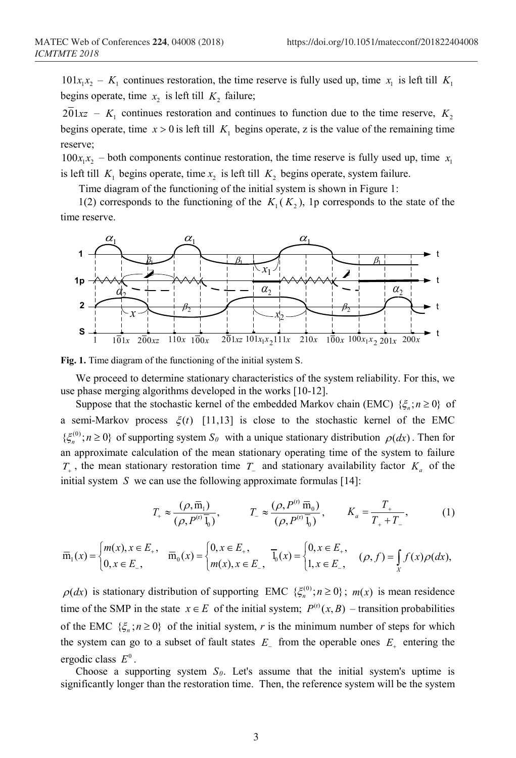$101x_1x_2$ – $K_1$ continues restoration, the time reserve is fully used up, time $x_1$ is left till $K_1$ begins operate, time $x_2$ is left till $K_2$ failure;

$2\bar{0}1xz$ – $K_1$ continues restoration and continues to function due to the time reserve, $K_2$ begins operate, time $x > 0$ is left till $K_1$ begins operate, z is the value of the remaining time reserve;

$100x_1x_2$ – both components continue restoration, the time reserve is fully used up, time $x_1$ is left till $K_1$ begins operate, time $x_2$ is left till $K_2$ begins operate, system failure.

Time diagram of the functioning of the initial system is shown in Figure 1:

1(2) corresponds to the functioning of the $K_1$ ($K_2$), 1p corresponds to the state of the time reserve.

**Fig. 1.** Time diagram of the functioning of the initial system S.

We proceed to determine stationary characteristics of the system reliability. For this, we use phase merging algorithms developed in the works [10-12].

Suppose that the stochastic kernel of the embedded Markov chain (EMC) $\{\xi_n; n \geq 0\}$ of a semi-Markov process $\xi(t)$ [11,13] is close to the stochastic kernel of the EMC $\{\xi_n^{(0)}; n \geq 0\}$ of supporting system $S_0$ with a unique stationary distribution $\rho(dx)$. Then for an approximate calculation of the mean stationary operating time of the system to failure $T_+$, the mean stationary restoration time $T_-$ and stationary availability factor $K_a$ of the initial system $S$ we can use the following approximate formulas [14]:

$$T_+ \approx \frac{(\rho, \bar{m}_1)}{(\rho, P^{(r)}\bar{1}_0)}, \qquad T_- \approx \frac{(\rho, P^{(r)}\bar{m}_0)}{(\rho, P^{(r)}\bar{1}_0)}, \qquad K_a = \frac{T_+}{T_+ + T_-}, \tag{1}$$

$$\bar{m}_1(x) = \begin{cases} m(x), x \in E_+, \\ 0, x \in E_-, \end{cases} \quad \bar{m}_0(x) = \begin{cases} 0, x \in E_+, \\ m(x), x \in E_-, \end{cases} \quad \bar{1}_0(x) = \begin{cases} 0, x \in E_+, \\ 1, x \in E_-, \end{cases} \quad (\rho, f) = \int_X f(x)\rho(dx),$$

$\rho(dx)$ is stationary distribution of supporting EMC $\{\xi_n^{(0)}; n \geq 0\}$; $m(x)$ is mean residence time of the SMP in the state $x \in E$ of the initial system; $P^{(r)}(x, B)$ – transition probabilities of the EMC $\{\xi_n; n \geq 0\}$ of the initial system, *r* is the minimum number of steps for which the system can go to a subset of fault states $E_-$ from the operable ones $E_+$ entering the ergodic class $E^0$.

Choose a supporting system $S_0$. Let's assume that the initial system's uptime is significantly longer than the restoration time. Then, the reference system will be the system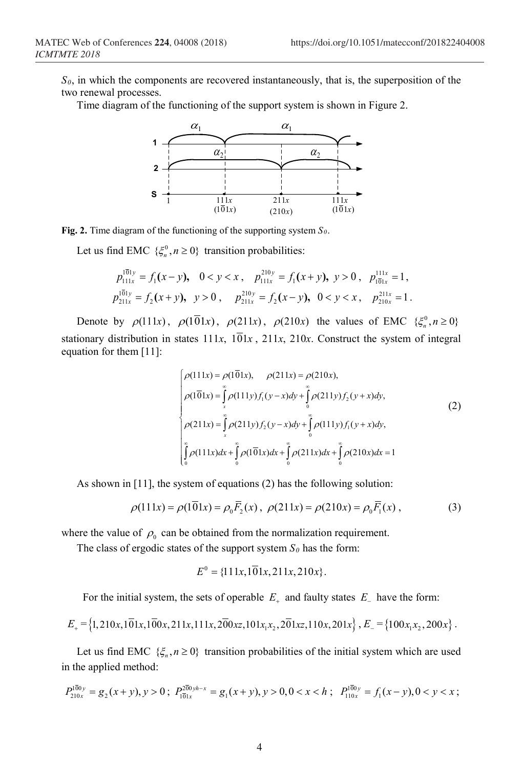$S_0$, in which the components are recovered instantaneously, that is, the superposition of the two renewal processes.

Time diagram of the functioning of the support system is shown in Figure 2.

**Fig. 2.** Time diagram of the functioning of the supporting system $S_0$.

Let us find EMC $\{\xi_n^0, n \geq 0\}$ transition probabilities:

$$p_{111x}^{1\bar{0}1y} = f_1(x-y), \quad 0 < y < x, \quad p_{111x}^{210y} = f_1(x+y), \ y > 0, \quad p_{1\bar{0}1x}^{111x} = 1,$$

$$p_{211x}^{1\bar{0}1y} = f_2(x+y), \quad y > 0, \quad p_{211x}^{210y} = f_2(x-y), \ 0 < y < x, \quad p_{210x}^{211x} = 1.$$

Denote by $\rho(111x)$, $\rho(1\bar{0}1x)$, $\rho(211x)$, $\rho(210x)$ the values of EMC $\{\xi_n^0, n \geq 0\}$ stationary distribution in states $111x$, $1\bar{0}1x$, $211x$, $210x$. Construct the system of integral equation for them [11]:

$$\begin{cases} \rho(111x) = \rho(1\bar{0}1x), \quad \rho(211x) = \rho(210x), \\ \rho(1\bar{0}1x) = \int\limits_x^\infty \rho(111y) f_1(y-x)dy + \int\limits_0^\infty \rho(211y) f_2(y+x)dy, \\ \rho(211x) = \int\limits_x^\infty \rho(211y) f_2(y-x)dy + \int\limits_0^\infty \rho(111y) f_1(y+x)dy, \\ \int\limits_0^\infty \rho(111x)dx + \int\limits_0^\infty \rho(1\bar{0}1x)dx + \int\limits_0^\infty \rho(211x)dx + \int\limits_0^\infty \rho(210x)dx = 1 \end{cases} \tag{2}$$

As shown in [11], the system of equations (2) has the following solution:

$$\rho(111x) = \rho(1\bar{0}1x) = \rho_0 \bar{F}_2(x), \quad \rho(211x) = \rho(210x) = \rho_0 \bar{F}_1(x), \tag{3}$$

where the value of $\rho_0$ can be obtained from the normalization requirement.

The class of ergodic states of the support system $S_0$ has the form:

$$E^0 = \{111x, 1\bar{0}1x, 211x, 210x\}.$$

For the initial system, the sets of operable $E_+$ and faulty states $E_-$ have the form:

$$E_+ = \{1, 210x, 1\bar{0}1x, 1\bar{0}0x, 211x, 111x, 2\bar{0}0xz, 101x_1x_2, 2\bar{0}1xz, 110x, 201x\}, \ E_- = \{100x_1x_2, 200x\}.$$

Let us find EMC $\{\xi_n, n \geq 0\}$ transition probabilities of the initial system which are used in the applied method:

$$P_{210x}^{1\bar{0}0y} = g_2(x+y), y > 0; \ P_{1\bar{0}1x}^{2\bar{0}0yh-x} = g_1(x+y), y > 0, 0 < x < h; \ P_{110x}^{1\bar{0}0y} = f_1(x-y), 0 < y < x;$$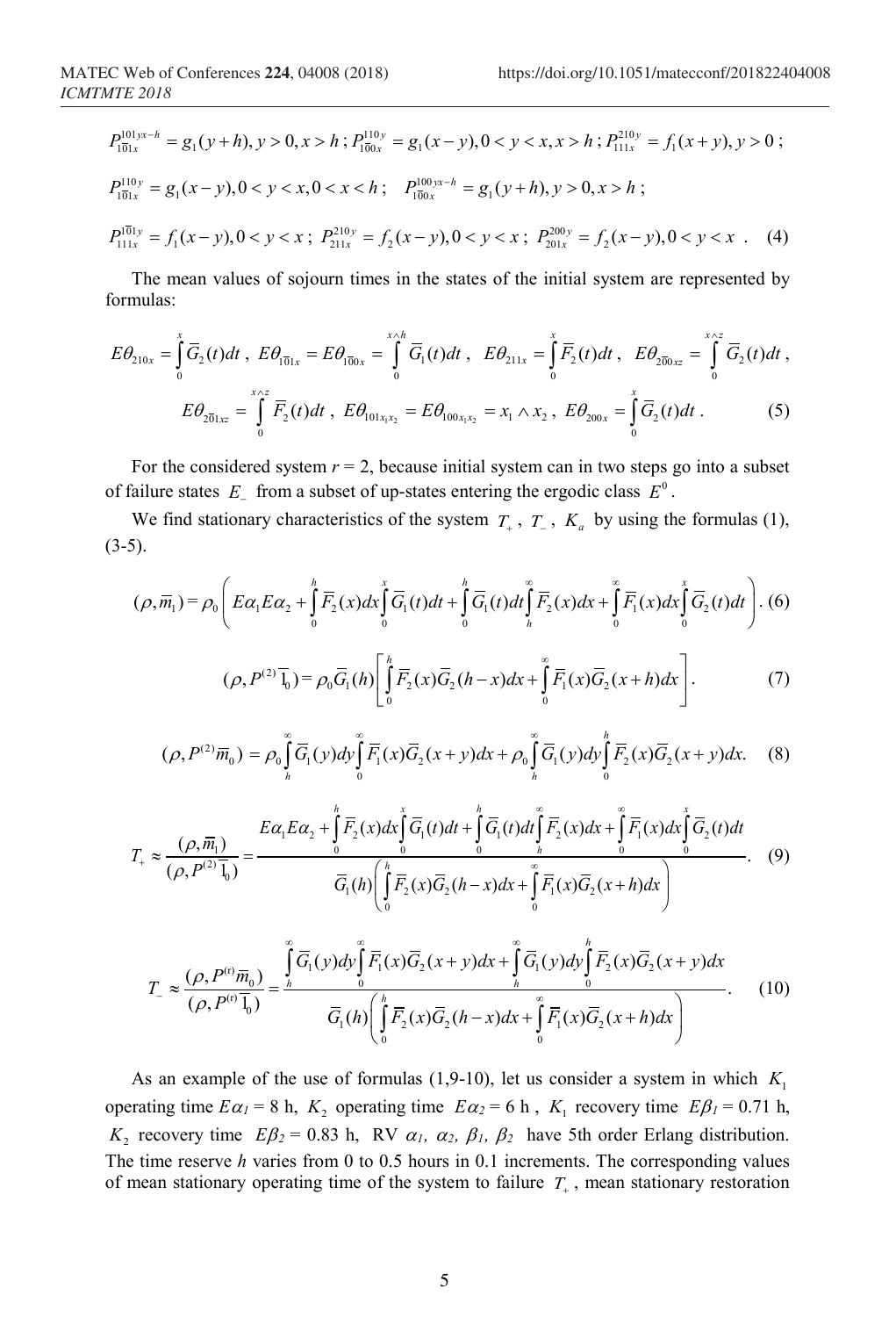$$P_{1\overline{0}1x}^{101yx-h} = g_1(y+h), y>0, x>h\,;\; P_{1\overline{0}0x}^{110y} = g_1(x-y), 0<y<x, x>h\,;\; P_{111x}^{210y} = f_1(x+y), y>0\,;$$

$$P_{1\overline{0}1x}^{110y} = g_1(x-y), 0<y<x, 0<x<h\,;\quad P_{1\overline{0}0x}^{100yx-h} = g_1(y+h), y>0, x>h\,;$$

$$P_{111x}^{1\overline{0}1y} = f_1(x-y), 0<y<x\,;\; P_{211x}^{210y} = f_2(x-y), 0<y<x\,;\; P_{201x}^{200y} = f_2(x-y), 0<y<x\,. \quad (4)$$

The mean values of sojourn times in the states of the initial system are represented by formulas:

$$E\theta_{210x} = \int_0^x \overline{G}_2(t)dt\,,\; E\theta_{1\overline{0}1x} = E\theta_{1\overline{0}0x} = \int_0^{x\wedge h} \overline{G}_1(t)dt\,,\; E\theta_{211x} = \int_0^x \overline{F}_2(t)dt\,,\; E\theta_{2\overline{0}0xz} = \int_0^{x\wedge z} \overline{G}_2(t)dt\,,$$

$$E\theta_{2\overline{0}1xz} = \int_0^{x\wedge z} \overline{F}_2(t)dt\,,\; E\theta_{101x_1x_2} = E\theta_{100x_1x_2} = x_1 \wedge x_2\,,\; E\theta_{200x} = \int_0^x \overline{G}_2(t)dt\,. \quad (5)$$

For the considered system $r = 2$, because initial system can in two steps go into a subset of failure states $E_-$ from a subset of up-states entering the ergodic class $E^0$.

We find stationary characteristics of the system $T_+$, $T_-$, $K_a$ by using the formulas (1), (3-5).

$$(\rho, \overline{m}_1) = \rho_0 \left( E\alpha_1 E\alpha_2 + \int_0^h \overline{F}_2(x)dx \int_0^x \overline{G}_1(t)dt + \int_0^h \overline{G}_1(t)dt \int_h^\infty \overline{F}_2(x)dx + \int_0^\infty \overline{F}_1(x)dx \int_0^x \overline{G}_2(t)dt \right). \quad (6)$$

$$(\rho, P^{(2)}\overline{1}_0) = \rho_0 \overline{G}_1(h) \left[ \int_0^h \overline{F}_2(x)\overline{G}_2(h-x)dx + \int_0^\infty \overline{F}_1(x)\overline{G}_2(x+h)dx \right]. \quad (7)$$

$$(\rho, P^{(2)}\overline{m}_0) = \rho_0 \int_h^\infty \overline{G}_1(y)dy \int_0^\infty \overline{F}_1(x)\overline{G}_2(x+y)dx + \rho_0 \int_h^\infty \overline{G}_1(y)dy \int_0^h \overline{F}_2(x)\overline{G}_2(x+y)dx. \quad (8)$$

$$T_+ \approx \frac{(\rho, \overline{m}_1)}{(\rho, P^{(2)}\overline{1}_0)} = \frac{E\alpha_1 E\alpha_2 + \int_0^h \overline{F}_2(x)dx \int_0^x \overline{G}_1(t)dt + \int_0^h \overline{G}_1(t)dt \int_h^\infty \overline{F}_2(x)dx + \int_0^\infty \overline{F}_1(x)dx \int_0^x \overline{G}_2(t)dt}{\overline{G}_1(h) \left( \int_0^h \overline{F}_2(x)\overline{G}_2(h-x)dx + \int_0^\infty \overline{F}_1(x)\overline{G}_2(x+h)dx \right)}. \quad (9)$$

$$T_- \approx \frac{(\rho, P^{(r)}\overline{m}_0)}{(\rho, P^{(r)}\overline{1}_0)} = \frac{\int_h^\infty \overline{G}_1(y)dy \int_0^\infty \overline{F}_1(x)\overline{G}_2(x+y)dx + \int_h^\infty \overline{G}_1(y)dy \int_0^h \overline{F}_2(x)\overline{G}_2(x+y)dx}{\overline{G}_1(h) \left( \int_0^h \overline{F}_2(x)\overline{G}_2(h-x)dx + \int_0^\infty \overline{F}_1(x)\overline{G}_2(x+h)dx \right)}. \quad (10)$$

As an example of the use of formulas (1,9-10), let us consider a system in which $K_1$ operating time $E\alpha_1 = 8$ h, $K_2$ operating time $E\alpha_2 = 6$ h , $K_1$ recovery time $E\beta_1 = 0.71$ h, $K_2$ recovery time $E\beta_2 = 0.83$ h, RV $\alpha_1$, $\alpha_2$, $\beta_1$, $\beta_2$ have 5th order Erlang distribution. The time reserve $h$ varies from 0 to 0.5 hours in 0.1 increments. The corresponding values of mean stationary operating time of the system to failure $T_+$, mean stationary restoration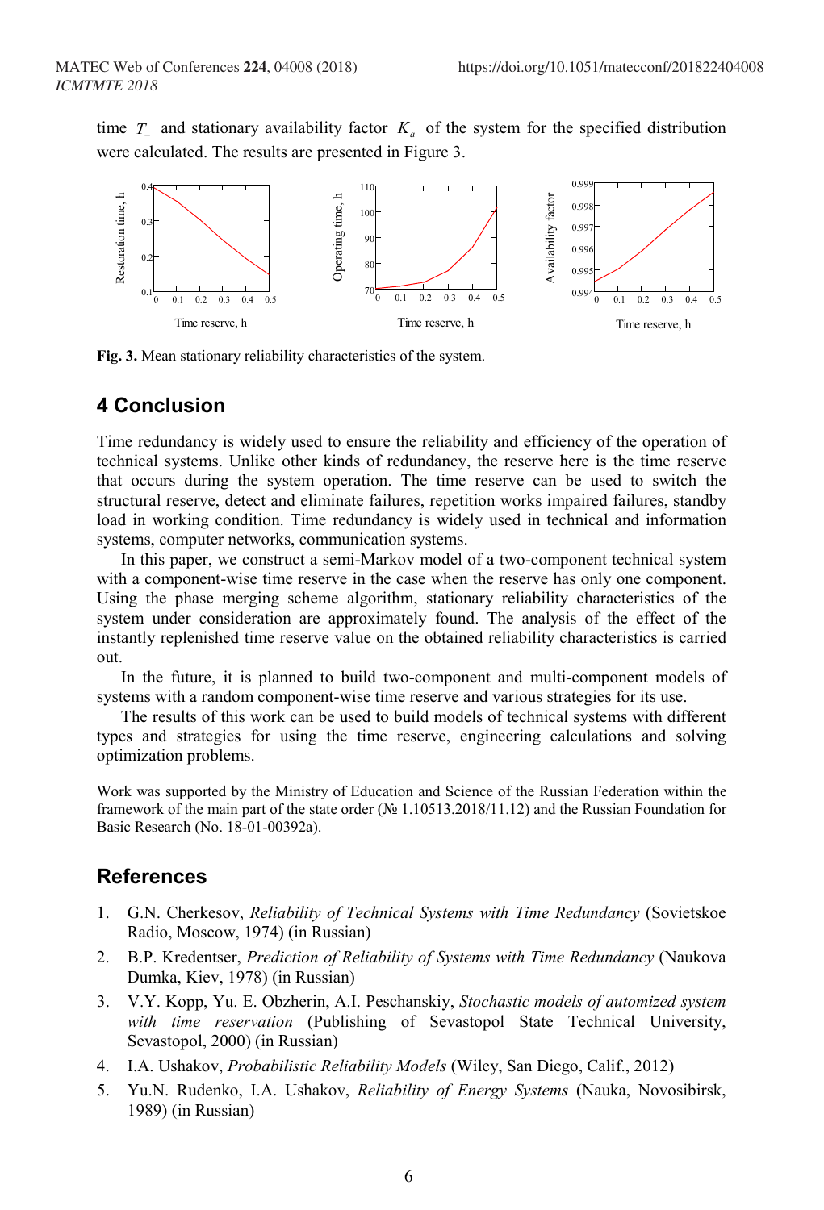time $T_{-}$ and stationary availability factor $K_a$ of the system for the specified distribution were calculated. The results are presented in Figure 3.

**Fig. 3.** Mean stationary reliability characteristics of the system.

## 4 Conclusion

Time redundancy is widely used to ensure the reliability and efficiency of the operation of technical systems. Unlike other kinds of redundancy, the reserve here is the time reserve that occurs during the system operation. The time reserve can be used to switch the structural reserve, detect and eliminate failures, repetition works impaired failures, standby load in working condition. Time redundancy is widely used in technical and information systems, computer networks, communication systems.

In this paper, we construct a semi-Markov model of a two-component technical system with a component-wise time reserve in the case when the reserve has only one component. Using the phase merging scheme algorithm, stationary reliability characteristics of the system under consideration are approximately found. The analysis of the effect of the instantly replenished time reserve value on the obtained reliability characteristics is carried out.

In the future, it is planned to build two-component and multi-component models of systems with a random component-wise time reserve and various strategies for its use.

The results of this work can be used to build models of technical systems with different types and strategies for using the time reserve, engineering calculations and solving optimization problems.

Work was supported by the Ministry of Education and Science of the Russian Federation within the framework of the main part of the state order (№ 1.10513.2018/11.12) and the Russian Foundation for Basic Research (No. 18-01-00392a).

## References

1. G.N. Cherkesov, *Reliability of Technical Systems with Time Redundancy* (Sovietskoe Radio, Moscow, 1974) (in Russian)
2. B.P. Kredentser, *Prediction of Reliability of Systems with Time Redundancy* (Naukova Dumka, Kiev, 1978) (in Russian)
3. V.Y. Kopp, Yu. E. Obzherin, A.I. Peschanskiy, *Stochastic models of automized system with time reservation* (Publishing of Sevastopol State Technical University, Sevastopol, 2000) (in Russian)
4. I.A. Ushakov, *Probabilistic Reliability Models* (Wiley, San Diego, Calif., 2012)
5. Yu.N. Rudenko, I.A. Ushakov, *Reliability of Energy Systems* (Nauka, Novosibirsk, 1989) (in Russian)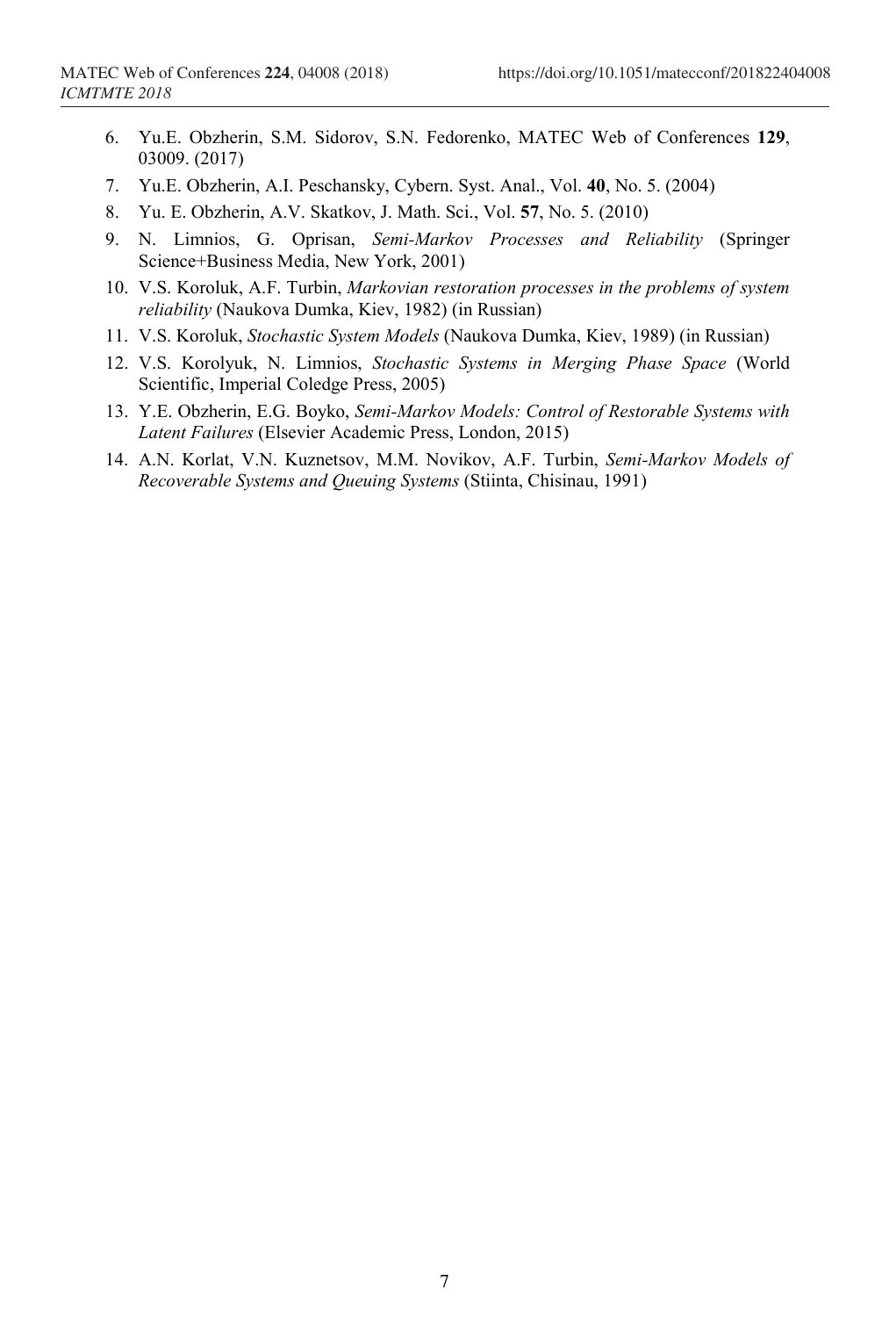6. Yu.E. Obzherin, S.M. Sidorov, S.N. Fedorenko, MATEC Web of Conferences **129**, 03009. (2017)
7. Yu.E. Obzherin, A.I. Peschansky, Cybern. Syst. Anal., Vol. **40**, No. 5. (2004)
8. Yu. E. Obzherin, A.V. Skatkov, J. Math. Sci., Vol. **57**, No. 5. (2010)
9. N. Limnios, G. Oprisan, *Semi-Markov Processes and Reliability* (Springer Science+Business Media, New York, 2001)
10. V.S. Koroluk, A.F. Turbin, *Markovian restoration processes in the problems of system reliability* (Naukova Dumka, Kiev, 1982) (in Russian)
11. V.S. Koroluk, *Stochastic System Models* (Naukova Dumka, Kiev, 1989) (in Russian)
12. V.S. Korolyuk, N. Limnios, *Stochastic Systems in Merging Phase Space* (World Scientific, Imperial Coledge Press, 2005)
13. Y.E. Obzherin, E.G. Boyko, *Semi-Markov Models: Control of Restorable Systems with Latent Failures* (Elsevier Academic Press, London, 2015)
14. A.N. Korlat, V.N. Kuznetsov, M.M. Novikov, A.F. Turbin, *Semi-Markov Models of Recoverable Systems and Queuing Systems* (Stiinta, Chisinau, 1991)